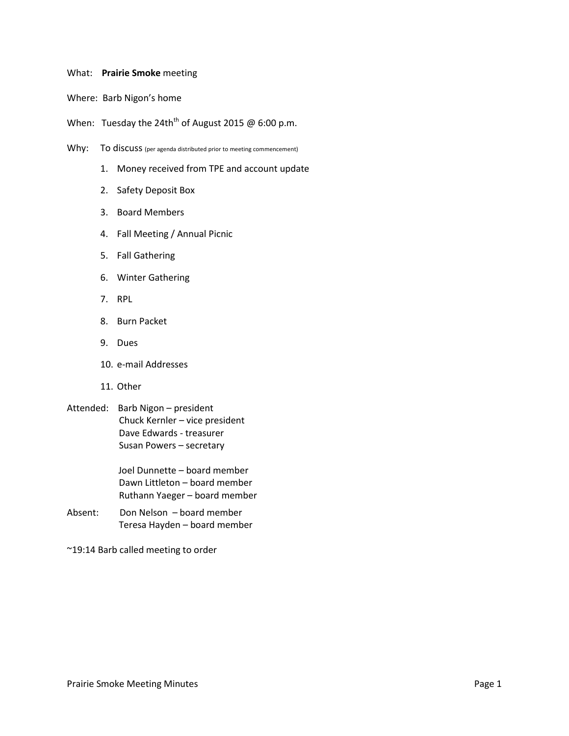What: **Prairie Smoke** meeting

Where: Barb Nigon's home

When: Tuesday the 24th[th] of August 2015 @ 6:00 p.m.

Why: To discuss (per agenda distributed prior to meeting commencement)

1. Money received from TPE and account update
2. Safety Deposit Box
3. Board Members
4. Fall Meeting / Annual Picnic
5. Fall Gathering
6. Winter Gathering
7. RPL
8. Burn Packet
9. Dues
10. e-mail Addresses
11. Other

Attended: Barb Nigon – president
Chuck Kernler – vice president
Dave Edwards - treasurer
Susan Powers – secretary

Joel Dunnette – board member
Dawn Littleton – board member
Ruthann Yaeger – board member

Absent: Don Nelson – board member
Teresa Hayden – board member

~19:14 Barb called meeting to order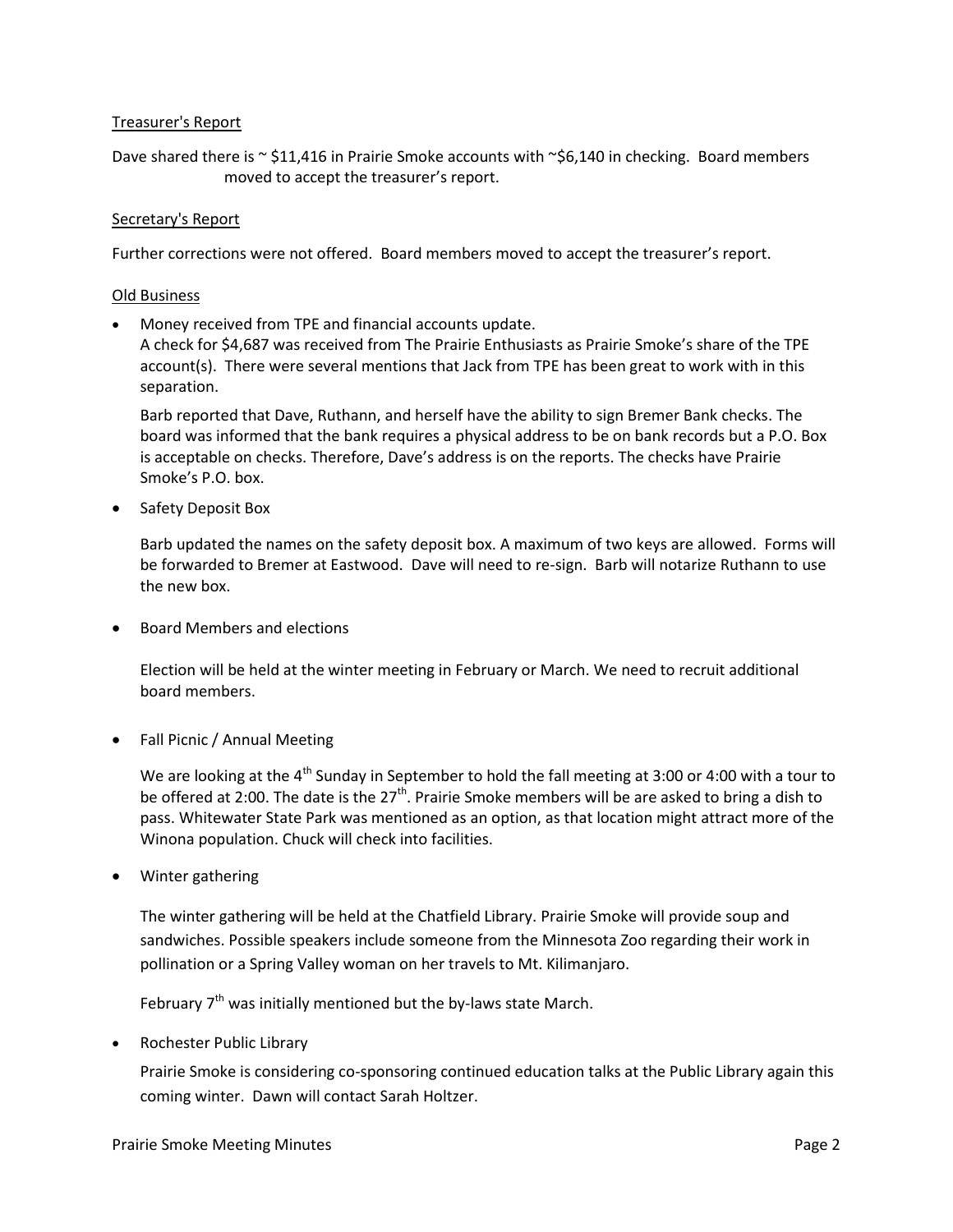Treasurer's Report

Dave shared there is ~ $11,416 in Prairie Smoke accounts with ~$6,140 in checking. Board members moved to accept the treasurer's report.

Secretary's Report

Further corrections were not offered. Board members moved to accept the treasurer's report.

Old Business

- Money received from TPE and financial accounts update.
  A check for $4,687 was received from The Prairie Enthusiasts as Prairie Smoke's share of the TPE account(s). There were several mentions that Jack from TPE has been great to work with in this separation.

  Barb reported that Dave, Ruthann, and herself have the ability to sign Bremer Bank checks. The board was informed that the bank requires a physical address to be on bank records but a P.O. Box is acceptable on checks. Therefore, Dave's address is on the reports. The checks have Prairie Smoke's P.O. box.

- Safety Deposit Box

  Barb updated the names on the safety deposit box. A maximum of two keys are allowed. Forms will be forwarded to Bremer at Eastwood. Dave will need to re-sign. Barb will notarize Ruthann to use the new box.

- Board Members and elections

  Election will be held at the winter meeting in February or March. We need to recruit additional board members.

- Fall Picnic / Annual Meeting

  We are looking at the 4th Sunday in September to hold the fall meeting at 3:00 or 4:00 with a tour to be offered at 2:00. The date is the 27th. Prairie Smoke members will be are asked to bring a dish to pass. Whitewater State Park was mentioned as an option, as that location might attract more of the Winona population. Chuck will check into facilities.

- Winter gathering

  The winter gathering will be held at the Chatfield Library. Prairie Smoke will provide soup and sandwiches. Possible speakers include someone from the Minnesota Zoo regarding their work in pollination or a Spring Valley woman on her travels to Mt. Kilimanjaro.

  February 7th was initially mentioned but the by-laws state March.

- Rochester Public Library

  Prairie Smoke is considering co-sponsoring continued education talks at the Public Library again this coming winter. Dawn will contact Sarah Holtzer.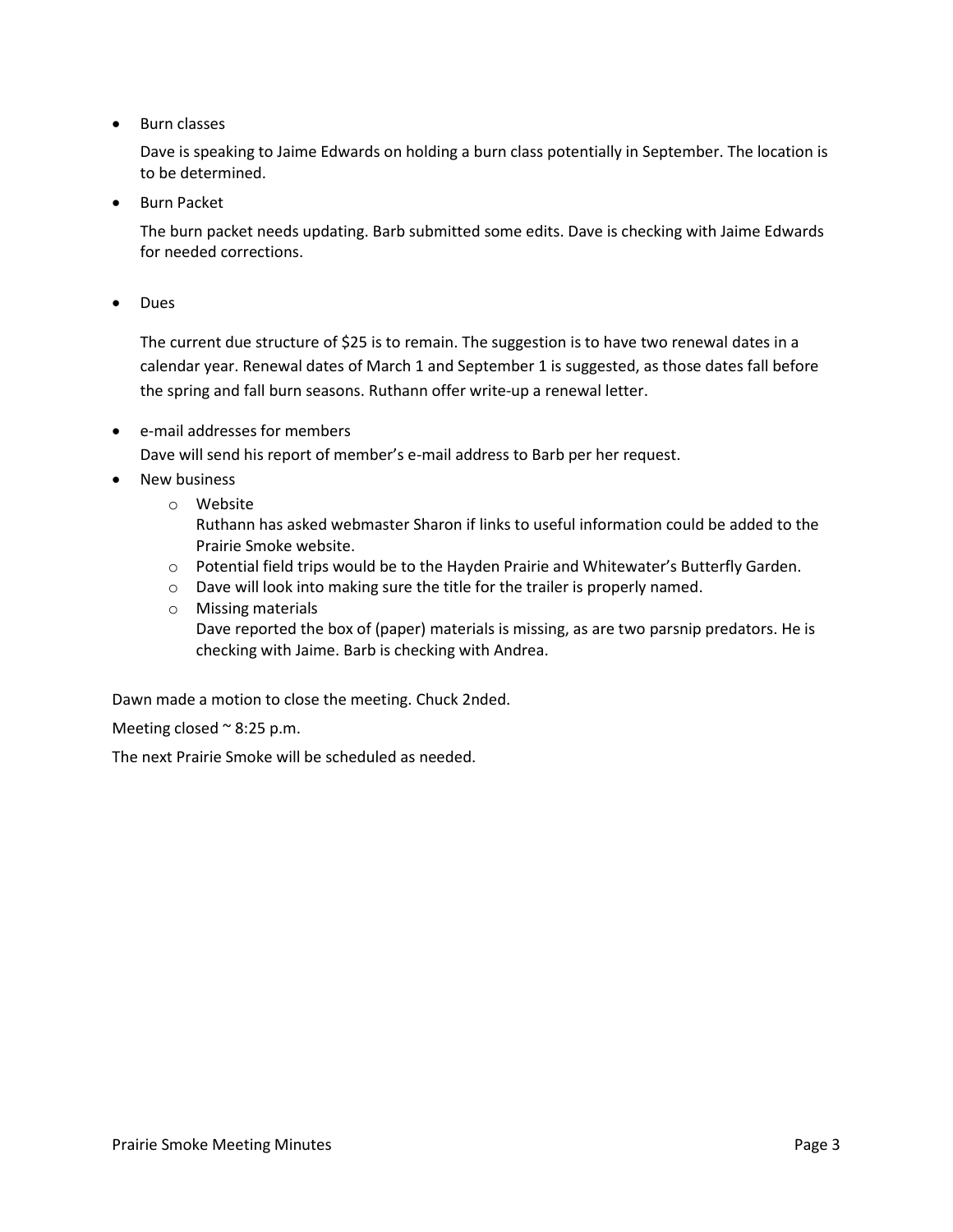- Burn classes

  Dave is speaking to Jaime Edwards on holding a burn class potentially in September. The location is to be determined.

- Burn Packet

  The burn packet needs updating. Barb submitted some edits. Dave is checking with Jaime Edwards for needed corrections.

- Dues

  The current due structure of $25 is to remain. The suggestion is to have two renewal dates in a calendar year. Renewal dates of March 1 and September 1 is suggested, as those dates fall before the spring and fall burn seasons. Ruthann offer write-up a renewal letter.

- e-mail addresses for members

  Dave will send his report of member's e-mail address to Barb per her request.

- New business
  - Website

    Ruthann has asked webmaster Sharon if links to useful information could be added to the Prairie Smoke website.
  - Potential field trips would be to the Hayden Prairie and Whitewater's Butterfly Garden.
  - Dave will look into making sure the title for the trailer is properly named.
  - Missing materials

    Dave reported the box of (paper) materials is missing, as are two parsnip predators. He is checking with Jaime. Barb is checking with Andrea.

Dawn made a motion to close the meeting. Chuck 2nded.

Meeting closed ~ 8:25 p.m.

The next Prairie Smoke will be scheduled as needed.